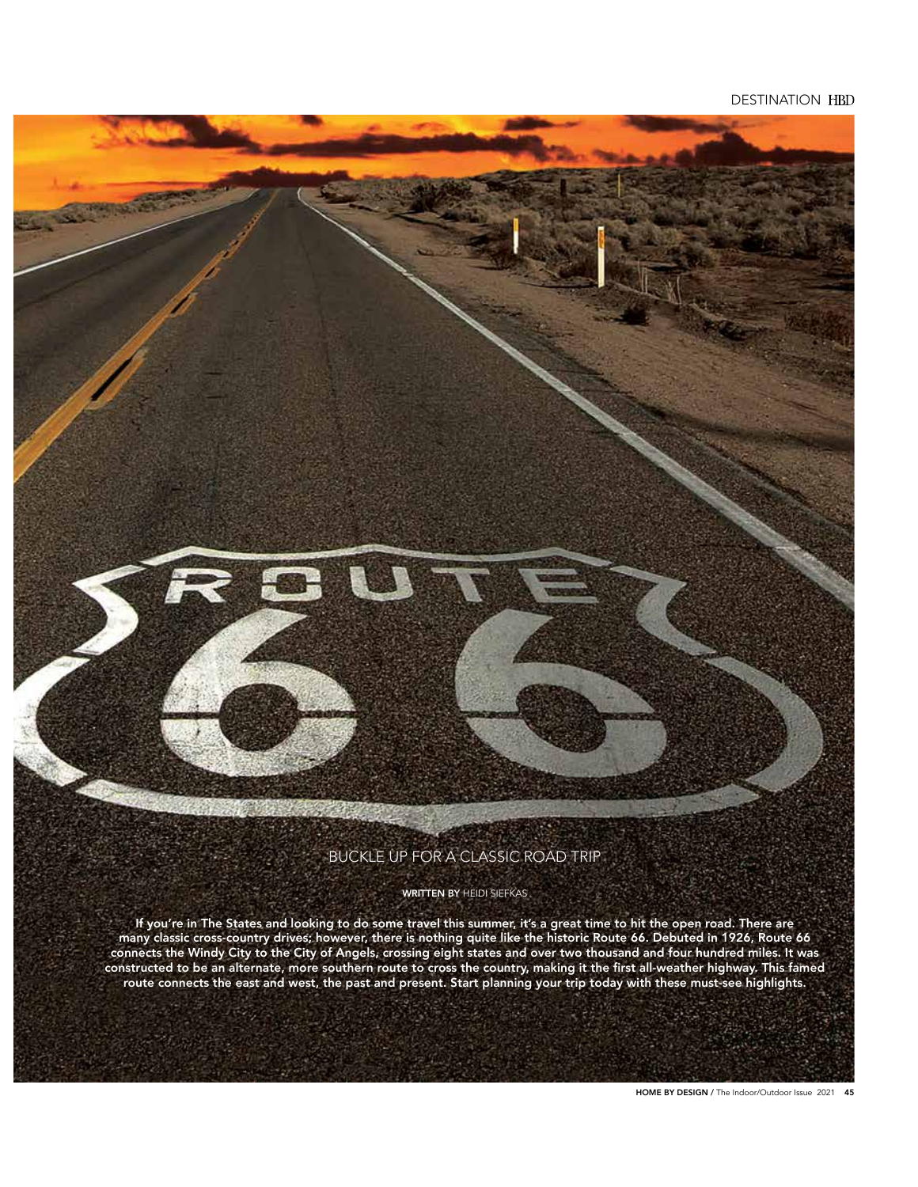# BUCKLE UP FOR A CLASSIC ROAD TRIP

**WRITTEN BY** HEIDI SIEFKAS

**If you're in The States and looking to do some travel this summer, it's a great time to hit the open road. There are many classic cross-country drives; however, there is nothing quite like the historic Route 66. Debuted in 1926, Route 66 connects the Windy City to the City of Angels, crossing eight states and over two thousand and four hundred miles. It was constructed to be an alternate, more southern route to cross the country, making it the first all-weather highway. This famed route connects the east and west, the past and present. Start planning your trip today with these must-see highlights.**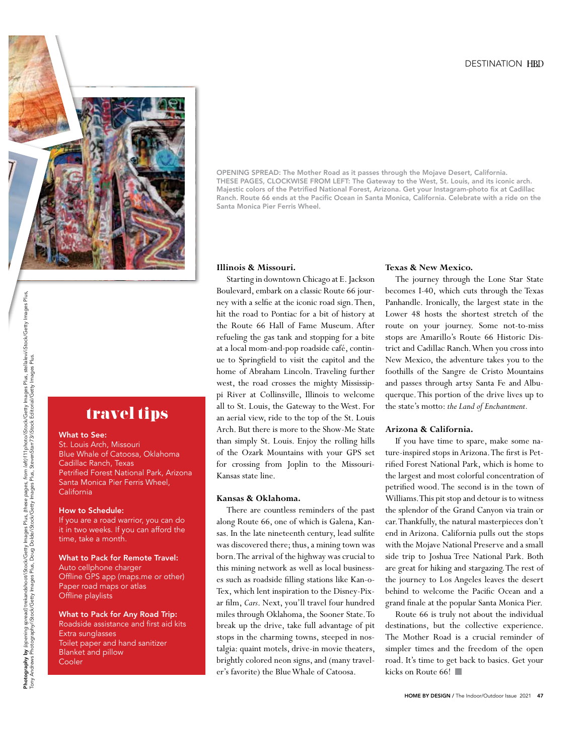OPENING SPREAD: The Mother Road as it passes through the Mojave Desert, California. THESE PAGES, CLOCKWISE FROM LEFT: The Gateway to the West, St. Louis, and its iconic arch. Majestic colors of the Petrified National Forest, Arizona. Get your Instagram-photo fix at Cadillac Ranch. Route 66 ends at the Pacific Ocean in Santa Monica, California. Celebrate with a ride on the Santa Monica Pier Ferris Wheel.

**Photography by** *(opening spread)* trekandshoot/iStock/Getty Images Plus, *(these pages, from left)* f11photo/iStock/Getty Images Plus, stellalevi/iStock/Getty Images Plus, Tony Andrews Photography/iStock/Getty Images Plus, Doug Dolde/iStock/Getty Images Plus, StevenStarr73/iStock Editorial/Getty Images Plus.

## travel tips

**What to See:**
St. Louis Arch, Missouri
Blue Whale of Catoosa, Oklahoma
Cadillac Ranch, Texas
Petrified Forest National Park, Arizona
Santa Monica Pier Ferris Wheel, California

**How to Schedule:**
If you are a road warrior, you can do it in two weeks. If you can afford the time, take a month.

**What to Pack for Remote Travel:**
Auto cellphone charger
Offline GPS app (maps.me or other)
Paper road maps or atlas
Offline playlists

**What to Pack for Any Road Trip:**
Roadside assistance and first aid kits
Extra sunglasses
Toilet paper and hand sanitizer
Blanket and pillow
Cooler

### Illinois & Missouri.

Starting in downtown Chicago at E. Jackson Boulevard, embark on a classic Route 66 journey with a selfie at the iconic road sign. Then, hit the road to Pontiac for a bit of history at the Route 66 Hall of Fame Museum. After refueling the gas tank and stopping for a bite at a local mom-and-pop roadside café, continue to Springfield to visit the capitol and the home of Abraham Lincoln. Traveling further west, the road crosses the mighty Mississippi River at Collinsville, Illinois to welcome all to St. Louis, the Gateway to the West. For an aerial view, ride to the top of the St. Louis Arch. But there is more to the Show-Me State than simply St. Louis. Enjoy the rolling hills of the Ozark Mountains with your GPS set for crossing from Joplin to the Missouri-Kansas state line.

### Kansas & Oklahoma.

There are countless reminders of the past along Route 66, one of which is Galena, Kansas. In the late nineteenth century, lead sulfite was discovered there; thus, a mining town was born. The arrival of the highway was crucial to this mining network as well as local businesses such as roadside filling stations like Kan-o-Tex, which lent inspiration to the Disney-Pixar film, *Cars*. Next, you'll travel four hundred miles through Oklahoma, the Sooner State. To break up the drive, take full advantage of pit stops in the charming towns, steeped in nostalgia: quaint motels, drive-in movie theaters, brightly colored neon signs, and (many traveler's favorite) the Blue Whale of Catoosa.

### Texas & New Mexico.

The journey through the Lone Star State becomes I-40, which cuts through the Texas Panhandle. Ironically, the largest state in the Lower 48 hosts the shortest stretch of the route on your journey. Some not-to-miss stops are Amarillo's Route 66 Historic District and Cadillac Ranch. When you cross into New Mexico, the adventure takes you to the foothills of the Sangre de Cristo Mountains and passes through artsy Santa Fe and Albuquerque. This portion of the drive lives up to the state's motto: *the Land of Enchantment.*

### Arizona & California.

If you have time to spare, make some nature-inspired stops in Arizona. The first is Petrified Forest National Park, which is home to the largest and most colorful concentration of petrified wood. The second is in the town of Williams. This pit stop and detour is to witness the splendor of the Grand Canyon via train or car. Thankfully, the natural masterpieces don't end in Arizona. California pulls out the stops with the Mojave National Preserve and a small side trip to Joshua Tree National Park. Both are great for hiking and stargazing. The rest of the journey to Los Angeles leaves the desert behind to welcome the Pacific Ocean and a grand finale at the popular Santa Monica Pier.

Route 66 is truly not about the individual destinations, but the collective experience. The Mother Road is a crucial reminder of simpler times and the freedom of the open road. It's time to get back to basics. Get your kicks on Route 66! ■